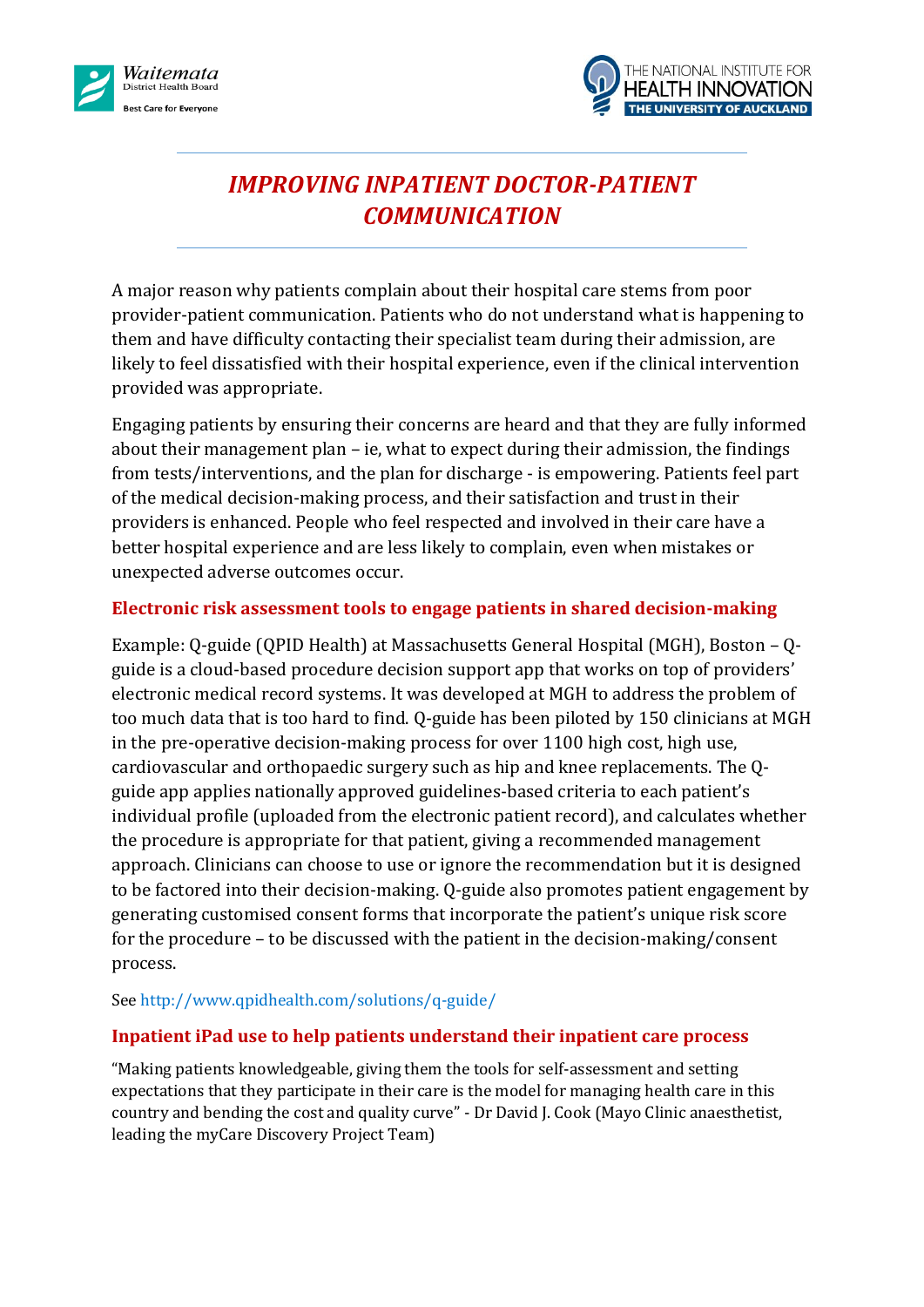# *IMPROVING INPATIENT DOCTOR-PATIENT COMMUNICATION*

A major reason why patients complain about their hospital care stems from poor provider-patient communication. Patients who do not understand what is happening to them and have difficulty contacting their specialist team during their admission, are likely to feel dissatisfied with their hospital experience, even if the clinical intervention provided was appropriate.

Engaging patients by ensuring their concerns are heard and that they are fully informed about their management plan – ie, what to expect during their admission, the findings from tests/interventions, and the plan for discharge - is empowering. Patients feel part of the medical decision-making process, and their satisfaction and trust in their providers is enhanced. People who feel respected and involved in their care have a better hospital experience and are less likely to complain, even when mistakes or unexpected adverse outcomes occur.

## Electronic risk assessment tools to engage patients in shared decision-making

Example: Q-guide (QPID Health) at Massachusetts General Hospital (MGH), Boston – Q-guide is a cloud-based procedure decision support app that works on top of providers' electronic medical record systems. It was developed at MGH to address the problem of too much data that is too hard to find. Q-guide has been piloted by 150 clinicians at MGH in the pre-operative decision-making process for over 1100 high cost, high use, cardiovascular and orthopaedic surgery such as hip and knee replacements. The Q-guide app applies nationally approved guidelines-based criteria to each patient's individual profile (uploaded from the electronic patient record), and calculates whether the procedure is appropriate for that patient, giving a recommended management approach. Clinicians can choose to use or ignore the recommendation but it is designed to be factored into their decision-making. Q-guide also promotes patient engagement by generating customised consent forms that incorporate the patient's unique risk score for the procedure – to be discussed with the patient in the decision-making/consent process.

See http://www.qpidhealth.com/solutions/q-guide/

## Inpatient iPad use to help patients understand their inpatient care process

"Making patients knowledgeable, giving them the tools for self-assessment and setting expectations that they participate in their care is the model for managing health care in this country and bending the cost and quality curve" - Dr David J. Cook (Mayo Clinic anaesthetist, leading the myCare Discovery Project Team)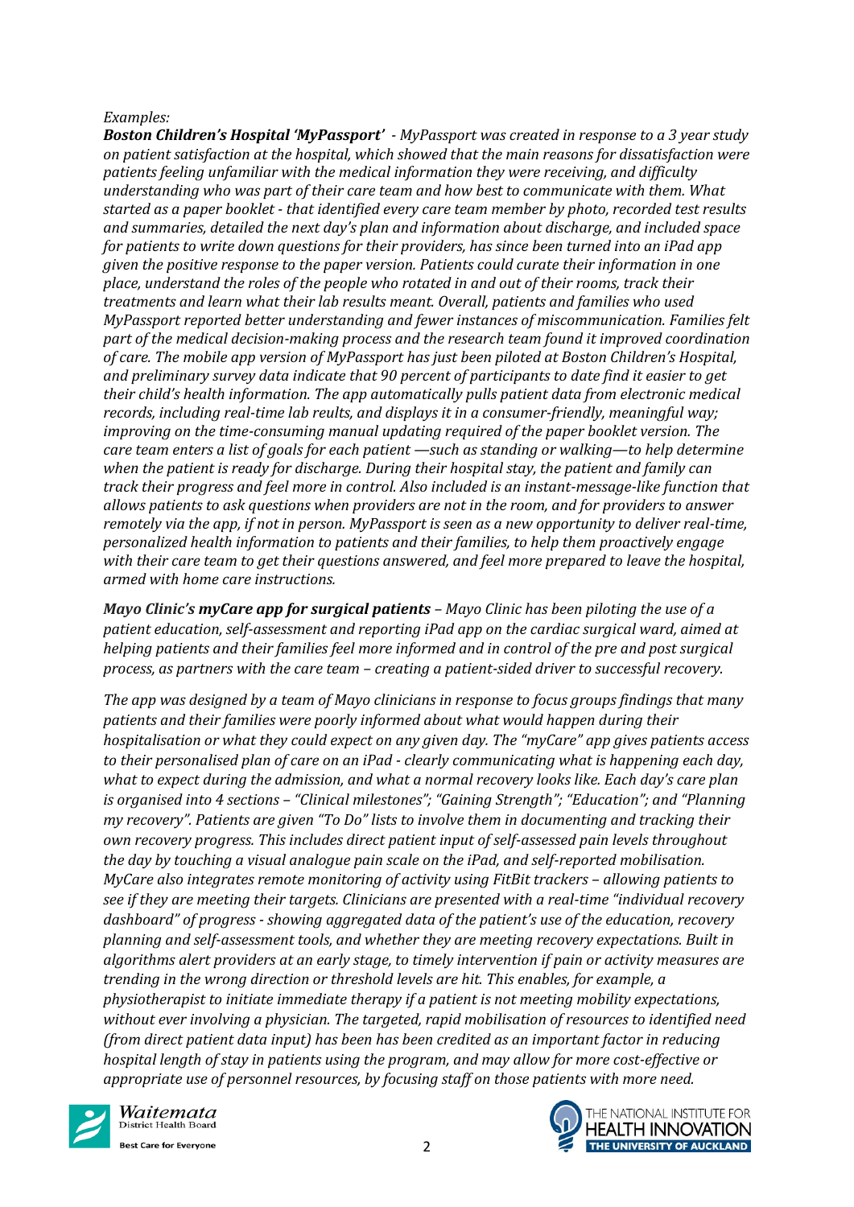*Examples:*

***Boston Children's Hospital 'MyPassport'*** *- MyPassport was created in response to a 3 year study on patient satisfaction at the hospital, which showed that the main reasons for dissatisfaction were patients feeling unfamiliar with the medical information they were receiving, and difficulty understanding who was part of their care team and how best to communicate with them. What started as a paper booklet - that identified every care team member by photo, recorded test results and summaries, detailed the next day's plan and information about discharge, and included space for patients to write down questions for their providers, has since been turned into an iPad app given the positive response to the paper version. Patients could curate their information in one place, understand the roles of the people who rotated in and out of their rooms, track their treatments and learn what their lab results meant. Overall, patients and families who used MyPassport reported better understanding and fewer instances of miscommunication. Families felt part of the medical decision-making process and the research team found it improved coordination of care. The mobile app version of MyPassport has just been piloted at Boston Children's Hospital, and preliminary survey data indicate that 90 percent of participants to date find it easier to get their child's health information. The app automatically pulls patient data from electronic medical records, including real-time lab reults, and displays it in a consumer-friendly, meaningful way; improving on the time-consuming manual updating required of the paper booklet version. The care team enters a list of goals for each patient —such as standing or walking—to help determine when the patient is ready for discharge. During their hospital stay, the patient and family can track their progress and feel more in control. Also included is an instant-message-like function that allows patients to ask questions when providers are not in the room, and for providers to answer remotely via the app, if not in person. MyPassport is seen as a new opportunity to deliver real-time, personalized health information to patients and their families, to help them proactively engage with their care team to get their questions answered, and feel more prepared to leave the hospital, armed with home care instructions.*

***Mayo Clinic's myCare app for surgical patients*** *– Mayo Clinic has been piloting the use of a patient education, self-assessment and reporting iPad app on the cardiac surgical ward, aimed at helping patients and their families feel more informed and in control of the pre and post surgical process, as partners with the care team – creating a patient-sided driver to successful recovery.*

*The app was designed by a team of Mayo clinicians in response to focus groups findings that many patients and their families were poorly informed about what would happen during their hospitalisation or what they could expect on any given day. The "myCare" app gives patients access to their personalised plan of care on an iPad - clearly communicating what is happening each day, what to expect during the admission, and what a normal recovery looks like. Each day's care plan is organised into 4 sections – "Clinical milestones"; "Gaining Strength"; "Education"; and "Planning my recovery". Patients are given "To Do" lists to involve them in documenting and tracking their own recovery progress. This includes direct patient input of self-assessed pain levels throughout the day by touching a visual analogue pain scale on the iPad, and self-reported mobilisation. MyCare also integrates remote monitoring of activity using FitBit trackers – allowing patients to see if they are meeting their targets. Clinicians are presented with a real-time "individual recovery dashboard" of progress - showing aggregated data of the patient's use of the education, recovery planning and self-assessment tools, and whether they are meeting recovery expectations. Built in algorithms alert providers at an early stage, to timely intervention if pain or activity measures are trending in the wrong direction or threshold levels are hit. This enables, for example, a physiotherapist to initiate immediate therapy if a patient is not meeting mobility expectations, without ever involving a physician. The targeted, rapid mobilisation of resources to identified need (from direct patient data input) has been has been credited as an important factor in reducing hospital length of stay in patients using the program, and may allow for more cost-effective or appropriate use of personnel resources, by focusing staff on those patients with more need.*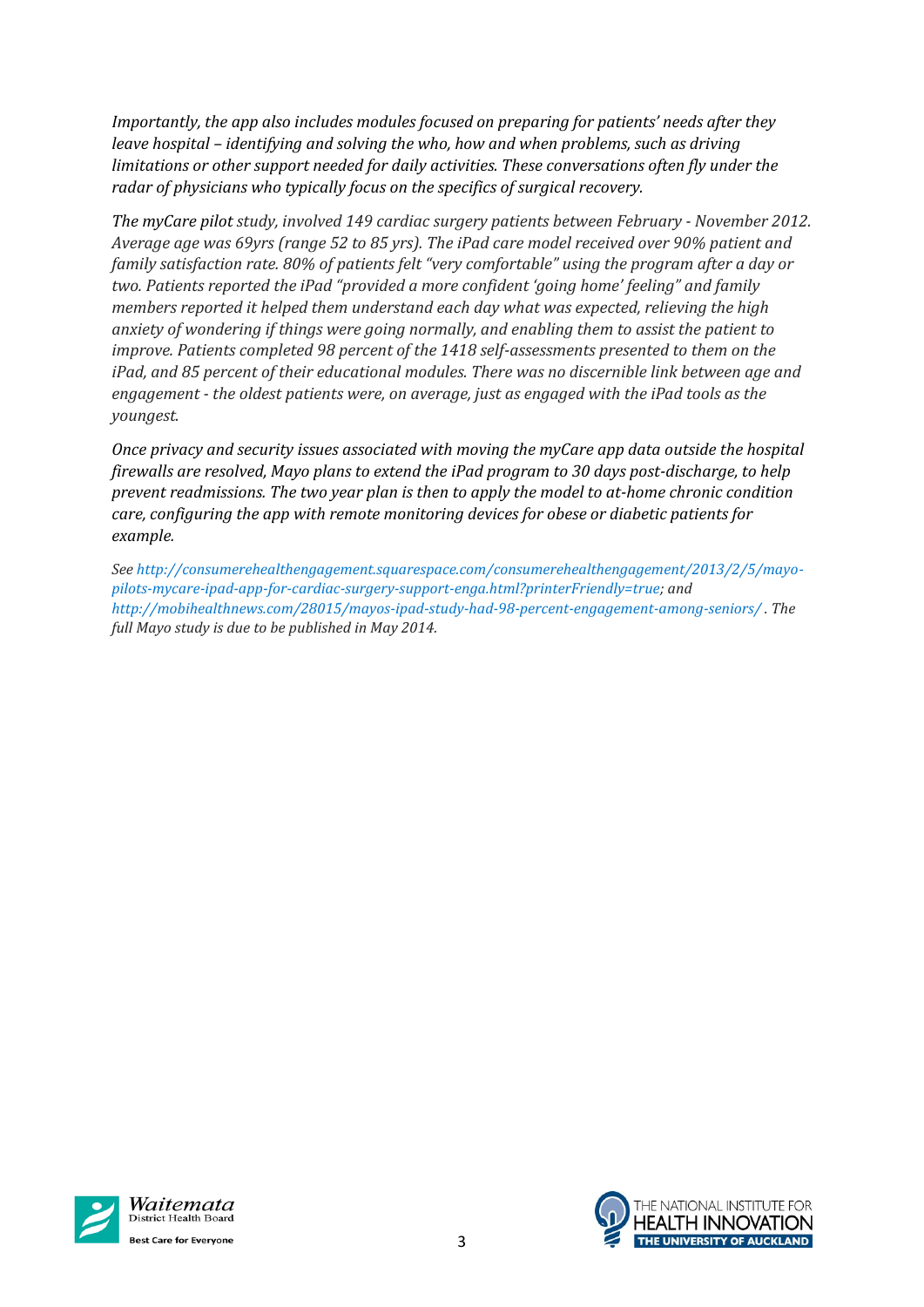*Importantly, the app also includes modules focused on preparing for patients' needs after they leave hospital – identifying and solving the who, how and when problems, such as driving limitations or other support needed for daily activities. These conversations often fly under the radar of physicians who typically focus on the specifics of surgical recovery.*

*The myCare pilot study, involved 149 cardiac surgery patients between February - November 2012. Average age was 69yrs (range 52 to 85 yrs). The iPad care model received over 90% patient and family satisfaction rate. 80% of patients felt "very comfortable" using the program after a day or two. Patients reported the iPad "provided a more confident 'going home' feeling" and family members reported it helped them understand each day what was expected, relieving the high anxiety of wondering if things were going normally, and enabling them to assist the patient to improve. Patients completed 98 percent of the 1418 self-assessments presented to them on the iPad, and 85 percent of their educational modules. There was no discernible link between age and engagement - the oldest patients were, on average, just as engaged with the iPad tools as the youngest.*

*Once privacy and security issues associated with moving the myCare app data outside the hospital firewalls are resolved, Mayo plans to extend the iPad program to 30 days post-discharge, to help prevent readmissions. The two year plan is then to apply the model to at-home chronic condition care, configuring the app with remote monitoring devices for obese or diabetic patients for example.*

*See http://consumerehealthengagement.squarespace.com/consumerehealthengagement/2013/2/5/mayo-pilots-mycare-ipad-app-for-cardiac-surgery-support-enga.html?printerFriendly=true; and http://mobihealthnews.com/28015/mayos-ipad-study-had-98-percent-engagement-among-seniors/ . The full Mayo study is due to be published in May 2014.*